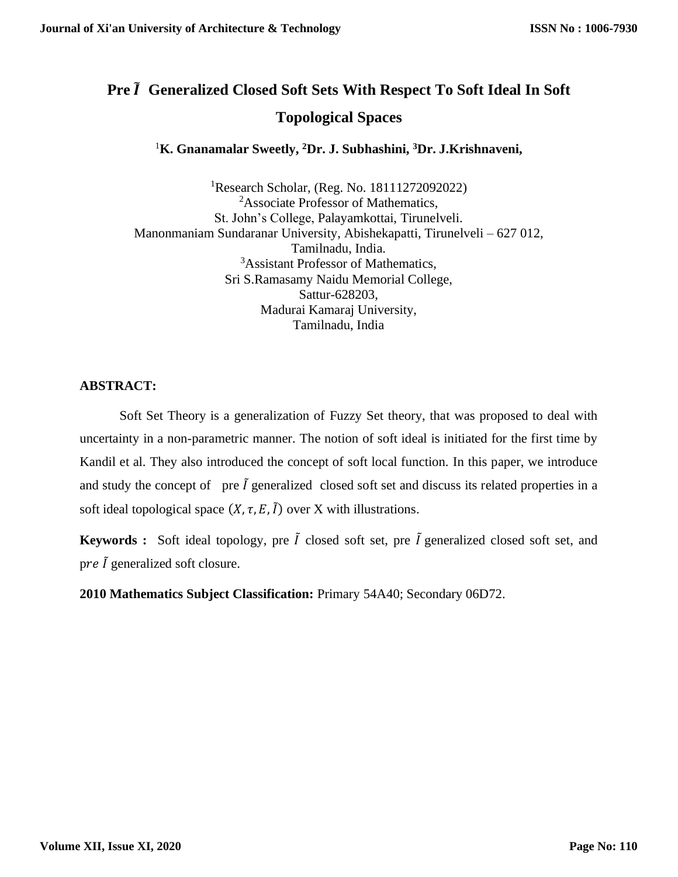# Pre $\tilde{I}$ Generalized Closed Soft Sets With Respect To Soft Ideal In Soft Topological Spaces

**[1]K. Gnanamalar Sweetly, [2]Dr. J. Subhashini, [3]Dr. J.Krishnaveni,**

[1]Research Scholar, (Reg. No. 18111272092022)
[2]Associate Professor of Mathematics,
St. John's College, Palayamkottai, Tirunelveli.
Manonmaniam Sundaranar University, Abishekapatti, Tirunelveli – 627 012,
Tamilnadu, India.
[3]Assistant Professor of Mathematics,
Sri S.Ramasamy Naidu Memorial College,
Sattur-628203,
Madurai Kamaraj University,
Tamilnadu, India

**ABSTRACT:**

Soft Set Theory is a generalization of Fuzzy Set theory, that was proposed to deal with uncertainty in a non-parametric manner. The notion of soft ideal is initiated for the first time by Kandil et al. They also introduced the concept of soft local function. In this paper, we introduce and study the concept of pre $\tilde{I}$ generalized closed soft set and discuss its related properties in a soft ideal topological space $(X, \tau, E, \tilde{I})$ over X with illustrations.

**Keywords :** Soft ideal topology, pre $\tilde{I}$ closed soft set, pre $\tilde{I}$ generalized closed soft set, and pre $\tilde{I}$ generalized soft closure.

**2010 Mathematics Subject Classification:** Primary 54A40; Secondary 06D72.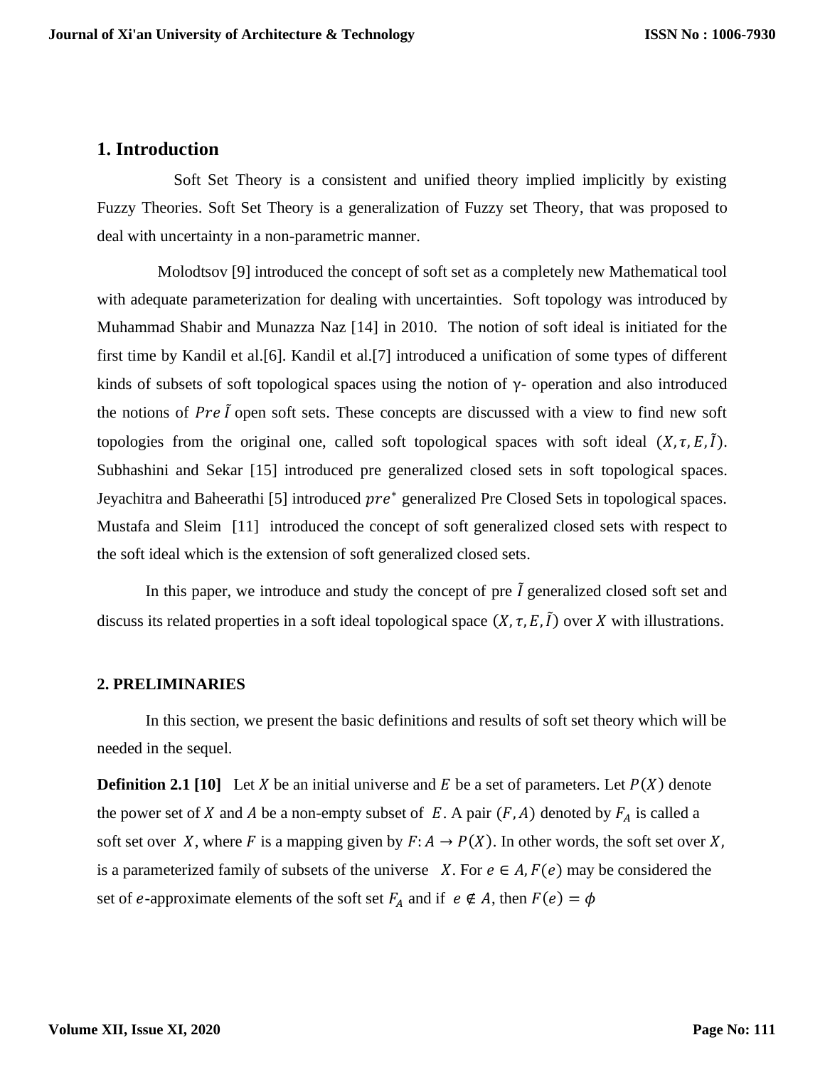## 1. Introduction

Soft Set Theory is a consistent and unified theory implied implicitly by existing Fuzzy Theories. Soft Set Theory is a generalization of Fuzzy set Theory, that was proposed to deal with uncertainty in a non-parametric manner.

Molodtsov [9] introduced the concept of soft set as a completely new Mathematical tool with adequate parameterization for dealing with uncertainties. Soft topology was introduced by Muhammad Shabir and Munazza Naz [14] in 2010. The notion of soft ideal is initiated for the first time by Kandil et al.[6]. Kandil et al.[7] introduced a unification of some types of different kinds of subsets of soft topological spaces using the notion of γ- operation and also introduced the notions of $Pre\,\tilde{I}$ open soft sets. These concepts are discussed with a view to find new soft topologies from the original one, called soft topological spaces with soft ideal $(X, \tau, E, \tilde{I})$. Subhashini and Sekar [15] introduced pre generalized closed sets in soft topological spaces. Jeyachitra and Baheerathi [5] introduced $pre^*$ generalized Pre Closed Sets in topological spaces. Mustafa and Sleim [11] introduced the concept of soft generalized closed sets with respect to the soft ideal which is the extension of soft generalized closed sets.

In this paper, we introduce and study the concept of pre $\tilde{I}$ generalized closed soft set and discuss its related properties in a soft ideal topological space $(X, \tau, E, \tilde{I})$ over $X$ with illustrations.

### 2. PRELIMINARIES

In this section, we present the basic definitions and results of soft set theory which will be needed in the sequel.

**Definition 2.1 [10]** Let $X$ be an initial universe and $E$ be a set of parameters. Let $P(X)$ denote the power set of $X$ and $A$ be a non-empty subset of $E$. A pair $(F, A)$ denoted by $F_A$ is called a soft set over $X$, where $F$ is a mapping given by $F: A \to P(X)$. In other words, the soft set over $X$, is a parameterized family of subsets of the universe $X$. For $e \in A, F(e)$ may be considered the set of $e$-approximate elements of the soft set $F_A$ and if $e \notin A$, then $F(e) = \phi$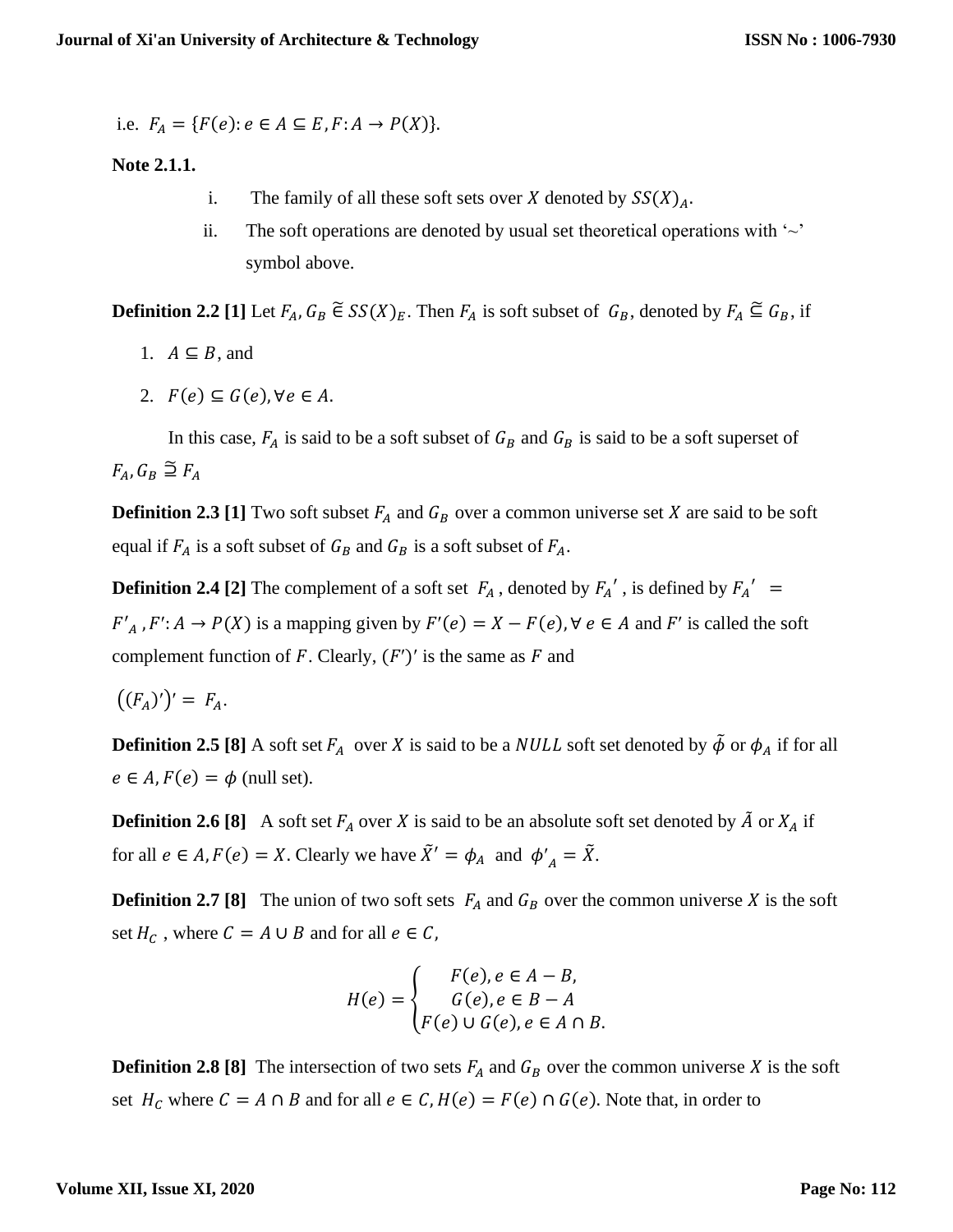i.e. $F_A = \{F(e): e \in A \subseteq E, F: A \to P(X)\}$.

**Note 2.1.1.**

i. The family of all these soft sets over $X$ denoted by $SS(X)_A$.

ii. The soft operations are denoted by usual set theoretical operations with '~' symbol above.

**Definition 2.2 [1]** Let $F_A, G_B \tilde{\in} SS(X)_E$. Then $F_A$ is soft subset of $G_B$, denoted by $F_A \tilde{\subseteq} G_B$, if

1. $A \subseteq B$, and
2. $F(e) \subseteq G(e), \forall e \in A$.

In this case, $F_A$ is said to be a soft subset of $G_B$ and $G_B$ is said to be a soft superset of $F_A, G_B \tilde{\supseteq} F_A$

**Definition 2.3 [1]** Two soft subset $F_A$ and $G_B$ over a common universe set $X$ are said to be soft equal if $F_A$ is a soft subset of $G_B$ and $G_B$ is a soft subset of $F_A$.

**Definition 2.4 [2]** The complement of a soft set $F_A$, denoted by $F_A{}'$, is defined by $F_A{}' = F'_A$, $F': A \to P(X)$ is a mapping given by $F'(e) = X - F(e), \forall\, e \in A$ and $F'$ is called the soft complement function of $F$. Clearly, $(F')'$ is the same as $F$ and

$\left((F_A)'\right)' = F_A$.

**Definition 2.5 [8]** A soft set $F_A$ over $X$ is said to be a $NULL$ soft set denoted by $\tilde{\phi}$ or $\phi_A$ if for all $e \in A, F(e) = \phi$ (null set).

**Definition 2.6 [8]** A soft set $F_A$ over $X$ is said to be an absolute soft set denoted by $\tilde{A}$ or $X_A$ if for all $e \in A, F(e) = X$. Clearly we have $\tilde{X}' = \phi_A$ and $\phi'_A = \tilde{X}$.

**Definition 2.7 [8]** The union of two soft sets $F_A$ and $G_B$ over the common universe $X$ is the soft set $H_C$, where $C = A \cup B$ and for all $e \in C$,

$$H(e) = \begin{cases} F(e), e \in A - B, \\ G(e), e \in B - A \\ F(e) \cup G(e), e \in A \cap B. \end{cases}$$

**Definition 2.8 [8]** The intersection of two sets $F_A$ and $G_B$ over the common universe $X$ is the soft set $H_C$ where $C = A \cap B$ and for all $e \in C, H(e) = F(e) \cap G(e)$. Note that, in order to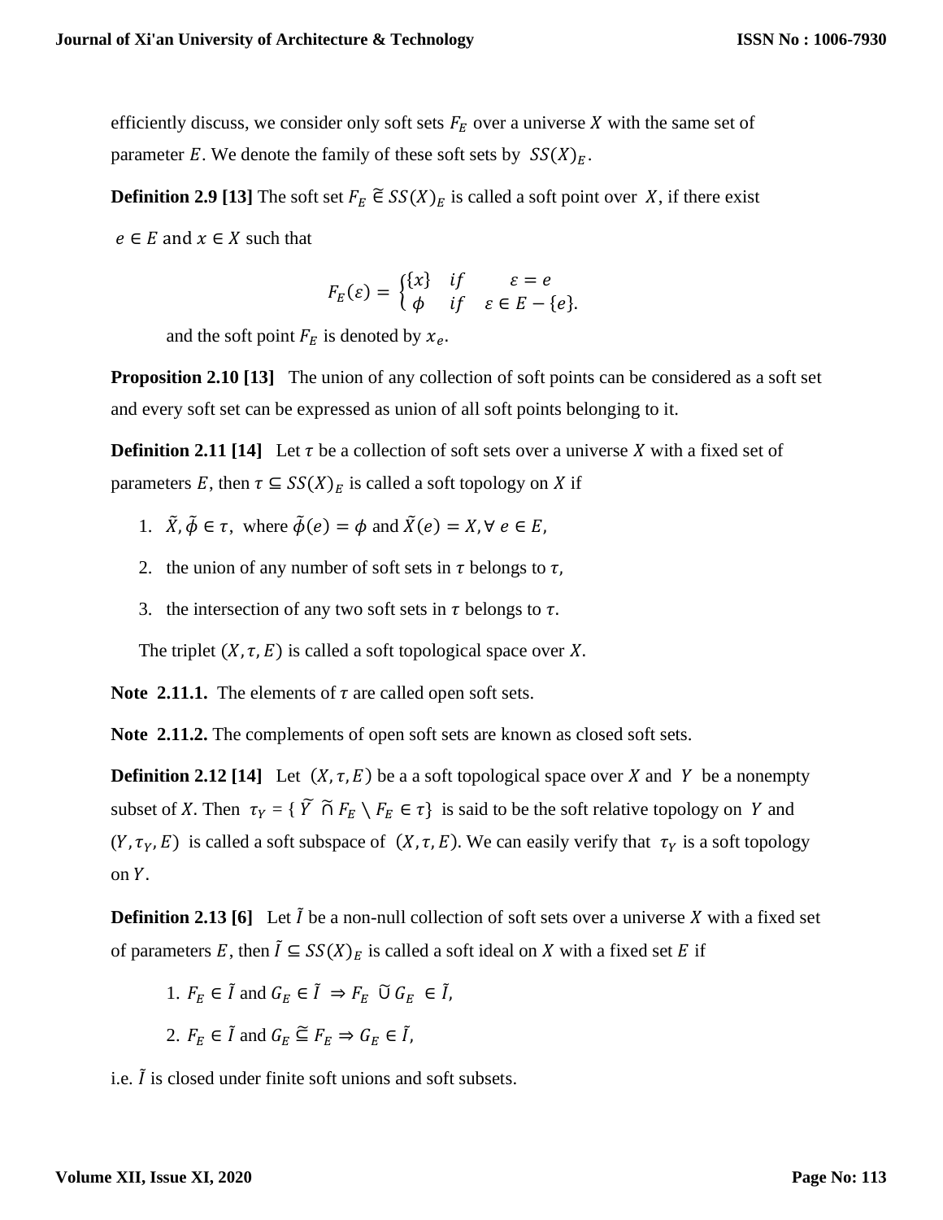efficiently discuss, we consider only soft sets $F_E$ over a universe $X$ with the same set of parameter $E$. We denote the family of these soft sets by $SS(X)_E$.

**Definition 2.9 [13]** The soft set $F_E \tilde{\in} SS(X)_E$ is called a soft point over $X$, if there exist $e \in E$ and $x \in X$ such that

$$F_E(\varepsilon) = \begin{cases} \{x\} & if \quad \varepsilon = e \\ \phi & if \quad \varepsilon \in E - \{e\}. \end{cases}$$

and the soft point $F_E$ is denoted by $x_e$.

**Proposition 2.10 [13]** The union of any collection of soft points can be considered as a soft set and every soft set can be expressed as union of all soft points belonging to it.

**Definition 2.11 [14]** Let $\tau$ be a collection of soft sets over a universe $X$ with a fixed set of parameters $E$, then $\tau \subseteq SS(X)_E$ is called a soft topology on $X$ if

1. $\tilde{X}, \tilde{\phi} \in \tau$, where $\tilde{\phi}(e) = \phi$ and $\tilde{X}(e) = X, \forall\, e \in E$,
2. the union of any number of soft sets in $\tau$ belongs to $\tau$,
3. the intersection of any two soft sets in $\tau$ belongs to $\tau$.

The triplet $(X, \tau, E)$ is called a soft topological space over $X$.

**Note 2.11.1.** The elements of $\tau$ are called open soft sets.

**Note 2.11.2.** The complements of open soft sets are known as closed soft sets.

**Definition 2.12 [14]** Let $(X, \tau, E)$ be a a soft topological space over $X$ and $Y$ be a nonempty subset of $X$. Then $\tau_Y = \{ \tilde{Y} \tilde{\cap} F_E \setminus F_E \in \tau\}$ is said to be the soft relative topology on $Y$ and $(Y, \tau_Y, E)$ is called a soft subspace of $(X, \tau, E)$. We can easily verify that $\tau_Y$ is a soft topology on $Y$.

**Definition 2.13 [6]** Let $\tilde{I}$ be a non-null collection of soft sets over a universe $X$ with a fixed set of parameters $E$, then $\tilde{I} \subseteq SS(X)_E$ is called a soft ideal on $X$ with a fixed set $E$ if

1. $F_E \in \tilde{I}$ and $G_E \in \tilde{I} \Rightarrow F_E \tilde{\cup} G_E \in \tilde{I}$,
2. $F_E \in \tilde{I}$ and $G_E \tilde{\subseteq} F_E \Rightarrow G_E \in \tilde{I}$,

i.e. $\tilde{I}$ is closed under finite soft unions and soft subsets.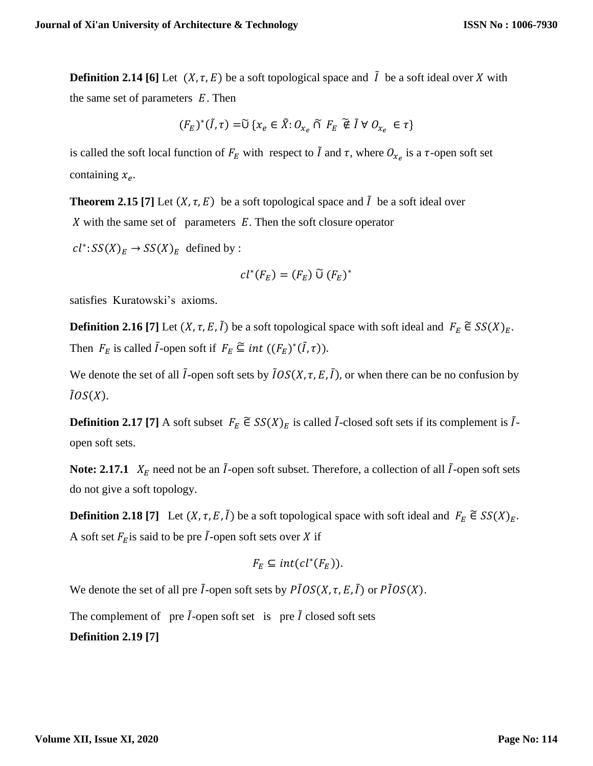**Definition 2.14 [6]** Let $(X, \tau, E)$ be a soft topological space and $\tilde{I}$ be a soft ideal over $X$ with the same set of parameters $E$. Then

$$(F_E)^*(\tilde{I}, \tau) = \tilde{\cup} \{x_e \in \tilde{X}: O_{x_e} \tilde{\cap} F_E \tilde{\notin} \tilde{I} \; \forall \; O_{x_e} \in \tau\}$$

is called the soft local function of $F_E$ with respect to $\tilde{I}$ and $\tau$, where $O_{x_e}$ is a $\tau$-open soft set containing $x_e$.

**Theorem 2.15 [7]** Let $(X, \tau, E)$ be a soft topological space and $\tilde{I}$ be a soft ideal over $X$ with the same set of parameters $E$. Then the soft closure operator

$cl^*: SS(X)_E \rightarrow SS(X)_E$ defined by :

$$cl^*(F_E) = (F_E) \tilde{\cup} (F_E)^*$$

satisfies Kuratowski's axioms.

**Definition 2.16 [7]** Let $(X, \tau, E, \tilde{I})$ be a soft topological space with soft ideal and $F_E \tilde{\in} SS(X)_E$. Then $F_E$ is called $\tilde{I}$-open soft if $F_E \tilde{\subseteq} int\ ((F_E)^*(\tilde{I}, \tau))$.

We denote the set of all $\tilde{I}$-open soft sets by $\tilde{I}OS(X, \tau, E, \tilde{I})$, or when there can be no confusion by $\tilde{I}OS(X)$.

**Definition 2.17 [7]** A soft subset $F_E \tilde{\in} SS(X)_E$ is called $\tilde{I}$-closed soft sets if its complement is $\tilde{I}$-open soft sets.

**Note: 2.17.1** $X_E$ need not be an $\tilde{I}$-open soft subset. Therefore, a collection of all $\tilde{I}$-open soft sets do not give a soft topology.

**Definition 2.18 [7]** Let $(X, \tau, E, \tilde{I})$ be a soft topological space with soft ideal and $F_E \tilde{\in} SS(X)_E$. A soft set $F_E$ is said to be pre $\tilde{I}$-open soft sets over $X$ if

$$F_E \subseteq int(cl^*(F_E)).$$

We denote the set of all pre $\tilde{I}$-open soft sets by $P\tilde{I}OS(X, \tau, E, \tilde{I})$ or $P\tilde{I}OS(X)$.

The complement of pre $\tilde{I}$-open soft set is pre $\tilde{I}$ closed soft sets

**Definition 2.19 [7]**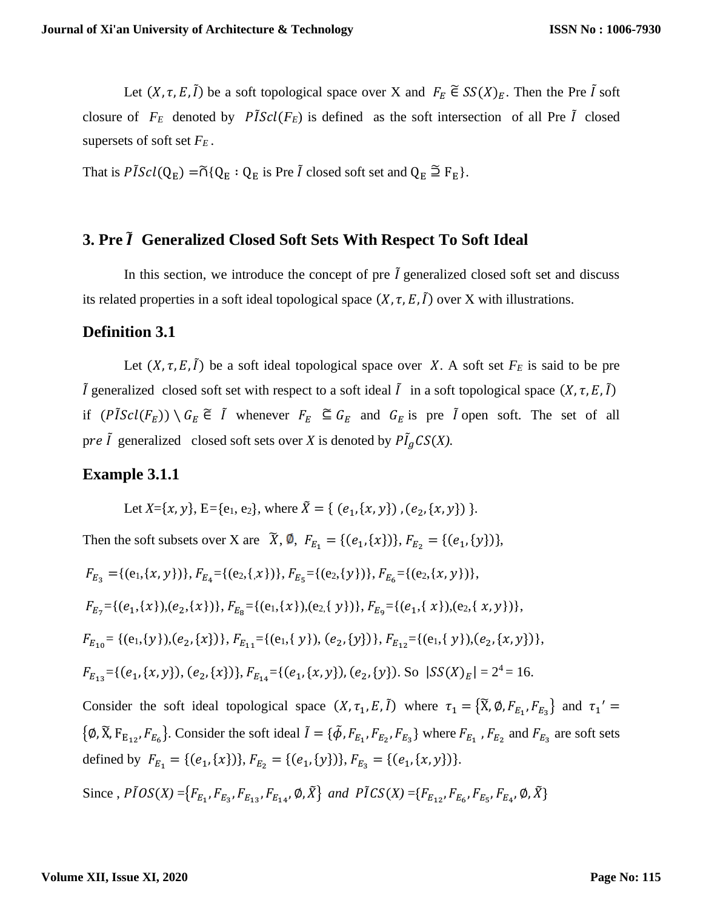Let $(X, \tau, E, \tilde{I})$ be a soft topological space over X and $F_E \tilde{\in} SS(X)_E$. Then the Pre $\tilde{I}$ soft closure of $F_E$ denoted by $P\tilde{I}Scl(F_E)$ is defined as the soft intersection of all Pre $\tilde{I}$ closed supersets of soft set $F_E$.

That is $P\tilde{I}Scl(\mathrm{Q_E}) = \tilde{\cap}\{\mathrm{Q_E} : \mathrm{Q_E}$ is Pre $\tilde{I}$ closed soft set and $\mathrm{Q_E} \tilde{\supseteq} \mathrm{F_E}\}$.

## 3. Pre $\tilde{I}$ Generalized Closed Soft Sets With Respect To Soft Ideal

In this section, we introduce the concept of pre $\tilde{I}$ generalized closed soft set and discuss its related properties in a soft ideal topological space $(X, \tau, E, \tilde{I})$ over X with illustrations.

### Definition 3.1

Let $(X, \tau, E, \tilde{I})$ be a soft ideal topological space over $X$. A soft set $F_E$ is said to be pre $\tilde{I}$ generalized closed soft set with respect to a soft ideal $\tilde{I}$ in a soft topological space $(X, \tau, E, \tilde{I})$ if $(P\tilde{I}Scl(F_E)) \setminus G_E \tilde{\in} \tilde{I}$ whenever $F_E \tilde{\subseteq} G_E$ and $G_E$ is pre $\tilde{I}$ open soft. The set of all pre $\tilde{I}$ generalized closed soft sets over $X$ is denoted by $P\tilde{I}_g CS(X)$.

### Example 3.1.1

Let $X=\{x, y\}$, E={e$_1$, e$_2$}, where $\tilde{X} = \{ (e_1, \{x, y\}), (e_2, \{x, y\}) \}$.

Then the soft subsets over X are $\tilde{X}, \emptyset$, $F_{E_1} = \{(e_1, \{x\})\}$, $F_{E_2} = \{(e_1, \{y\})\}$,

$F_{E_3} = \{(e_1, \{x, y\})\}$, $F_{E_4} = \{(e_2, \{x\})\}$, $F_{E_5} = \{(e_2, \{y\})\}$, $F_{E_6} = \{(e_2, \{x, y\})\}$,

$F_{E_7} = \{(e_1, \{x\}), (e_2, \{x\})\}$, $F_{E_8} = \{(e_1, \{x\}), (e_2, \{y\})\}$, $F_{E_9} = \{(e_1, \{x\}), (e_2, \{x, y\})\}$,

$F_{E_{10}} = \{(e_1, \{y\}), (e_2, \{x\})\}$, $F_{E_{11}} = \{(e_1, \{y\}), (e_2, \{y\})\}$, $F_{E_{12}} = \{(e_1, \{y\}), (e_2, \{x, y\})\}$,

$F_{E_{13}} = \{(e_1, \{x, y\}), (e_2, \{x\})\}$, $F_{E_{14}} = \{(e_1, \{x, y\}), (e_2, \{y\})$. So $|SS(X)_E| = 2^4 = 16$.

Consider the soft ideal topological space $(X, \tau_1, E, \tilde{I})$ where $\tau_1 = \{\tilde{X}, \emptyset, F_{E_1}, F_{E_3}\}$ and $\tau_1{}' = \{\emptyset, \tilde{X}, F_{E_{12}}, F_{E_6}\}$. Consider the soft ideal $\tilde{I} = \{\tilde{\phi}, F_{E_1}, F_{E_2}, F_{E_3}\}$ where $F_{E_1}$, $F_{E_2}$ and $F_{E_3}$ are soft sets defined by $F_{E_1} = \{(e_1, \{x\})\}$, $F_{E_2} = \{(e_1, \{y\})\}$, $F_{E_3} = \{(e_1, \{x, y\})\}$.

Since, $P\tilde{I}OS(X) = \{F_{E_1}, F_{E_3}, F_{E_{13}}, F_{E_{14}}, \emptyset, \tilde{X}\}$ *and* $P\tilde{I}CS(X) = \{F_{E_{12}}, F_{E_6}, F_{E_5}, F_{E_4}, \emptyset, \tilde{X}\}$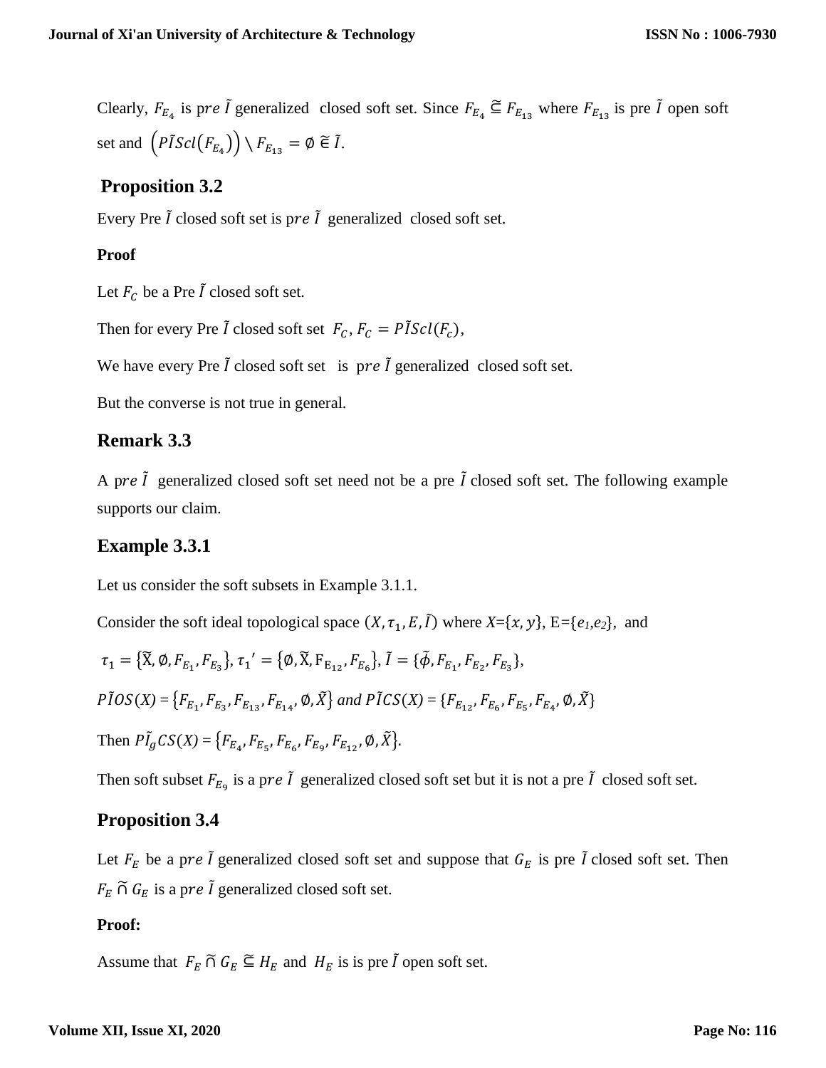Clearly, $F_{E_4}$ is $pre\ \tilde{I}$ generalized closed soft set. Since $F_{E_4} \tilde{\subseteq} F_{E_{13}}$ where $F_{E_{13}}$ is pre $\tilde{I}$ open soft set and $\left(P\tilde{I}Scl(F_{E_4})\right) \setminus F_{E_{13}} = \emptyset \tilde{\in} \tilde{I}$.

## Proposition 3.2

Every Pre $\tilde{I}$ closed soft set is $pre\ \tilde{I}$ generalized closed soft set.

**Proof**

Let $F_C$ be a Pre $\tilde{I}$ closed soft set.

Then for every Pre $\tilde{I}$ closed soft set $F_C$, $F_C = P\tilde{I}Scl(F_c)$,

We have every Pre $\tilde{I}$ closed soft set is $pre\ \tilde{I}$ generalized closed soft set.

But the converse is not true in general.

## Remark 3.3

A $pre\ \tilde{I}$ generalized closed soft set need not be a pre $\tilde{I}$ closed soft set. The following example supports our claim.

## Example 3.3.1

Let us consider the soft subsets in Example 3.1.1.

Consider the soft ideal topological space $(X, \tau_1, E, \tilde{I})$ where $X$={$x, y$}, E={$e_1$,$e_2$}, and

$\tau_1 = \{\tilde{X}, \emptyset, F_{E_1}, F_{E_3}\}, \tau_1{}' = \{\emptyset, \tilde{X}, F_{E_{12}}, F_{E_6}\}, \tilde{I} = \{\tilde{\phi}, F_{E_1}, F_{E_2}, F_{E_3}\}$,

$P\tilde{I}OS(X) = \{F_{E_1}, F_{E_3}, F_{E_{13}}, F_{E_{14}}, \emptyset, \tilde{X}\}$ *and* $P\tilde{I}CS(X) = \{F_{E_{12}}, F_{E_6}, F_{E_5}, F_{E_4}, \emptyset, \tilde{X}\}$

Then $P\tilde{I}_gCS(X) = \{F_{E_4}, F_{E_5}, F_{E_6}, F_{E_9}, F_{E_{12}}, \emptyset, \tilde{X}\}$.

Then soft subset $F_{E_9}$ is a $pre\ \tilde{I}$ generalized closed soft set but it is not a pre $\tilde{I}$ closed soft set.

## Proposition 3.4

Let $F_E$ be a $pre\ \tilde{I}$ generalized closed soft set and suppose that $G_E$ is pre $\tilde{I}$ closed soft set. Then $F_E \tilde{\cap} G_E$ is a $pre\ \tilde{I}$ generalized closed soft set.

**Proof:**

Assume that $F_E \tilde{\cap} G_E \tilde{\subseteq} H_E$ and $H_E$ is is pre $\tilde{I}$ open soft set.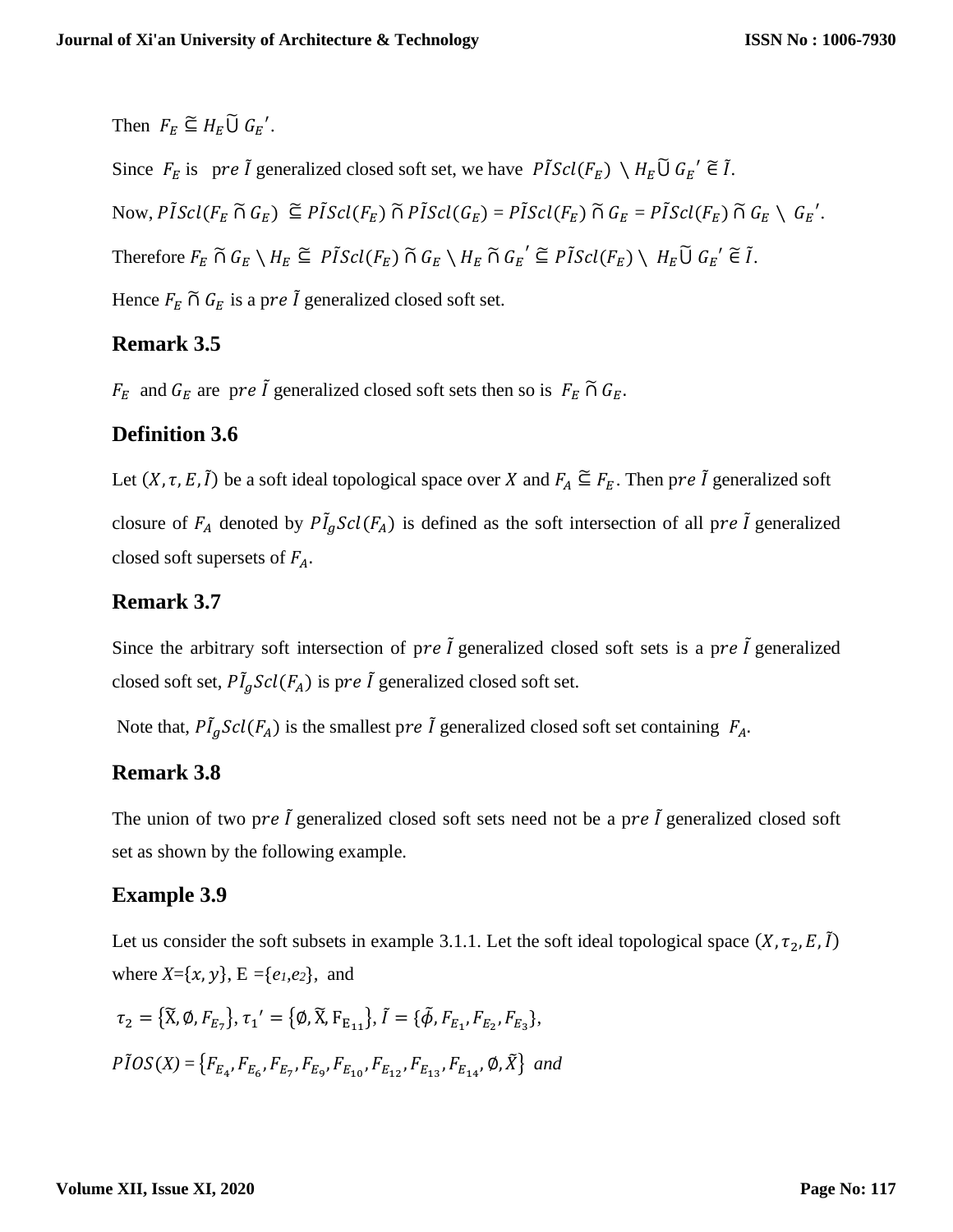Then $F_E \tilde{\subseteq} H_E \tilde{\cup} G_E{}'$.

Since $F_E$ is $pre\ \tilde{I}$ generalized closed soft set, we have $P\tilde{I}Scl(F_E) \setminus H_E \tilde{\cup} G_E{}' \tilde{\in} \tilde{I}$.

Now, $P\tilde{I}Scl(F_E \tilde{\cap} G_E) \tilde{\subseteq} P\tilde{I}Scl(F_E) \tilde{\cap} P\tilde{I}Scl(G_E) = P\tilde{I}Scl(F_E) \tilde{\cap} G_E = P\tilde{I}Scl(F_E) \tilde{\cap} G_E \setminus G_E{}'$.

Therefore $F_E \tilde{\cap} G_E \setminus H_E \tilde{\subseteq} P\tilde{I}Scl(F_E) \tilde{\cap} G_E \setminus H_E \tilde{\cap} G_E{}' \tilde{\subseteq} P\tilde{I}Scl(F_E) \setminus H_E \tilde{\cup} G_E{}' \tilde{\in} \tilde{I}$.

Hence $F_E \tilde{\cap} G_E$ is a $pre\ \tilde{I}$ generalized closed soft set.

### Remark 3.5

$F_E$ and $G_E$ are $pre\ \tilde{I}$ generalized closed soft sets then so is $F_E \tilde{\cap} G_E$.

### Definition 3.6

Let $(X, \tau, E, \tilde{I})$ be a soft ideal topological space over $X$ and $F_A \tilde{\subseteq} F_E$. Then $pre\ \tilde{I}$ generalized soft closure of $F_A$ denoted by $P\tilde{I}_g Scl(F_A)$ is defined as the soft intersection of all $pre\ \tilde{I}$ generalized closed soft supersets of $F_A$.

### Remark 3.7

Since the arbitrary soft intersection of $pre\ \tilde{I}$ generalized closed soft sets is a $pre\ \tilde{I}$ generalized closed soft set, $P\tilde{I}_g Scl(F_A)$ is $pre\ \tilde{I}$ generalized closed soft set.

Note that, $P\tilde{I}_g Scl(F_A)$ is the smallest $pre\ \tilde{I}$ generalized closed soft set containing $F_A$.

### Remark 3.8

The union of two $pre\ \tilde{I}$ generalized closed soft sets need not be a $pre\ \tilde{I}$ generalized closed soft set as shown by the following example.

### Example 3.9

Let us consider the soft subsets in example 3.1.1. Let the soft ideal topological space $(X, \tau_2, E, \tilde{I})$ where $X = \{x, y\}$, E $= \{e_1, e_2\}$, and

$\tau_2 = \{\tilde{X}, \emptyset, F_{E_7}\}$, $\tau_1{}' = \{\emptyset, \tilde{X}, F_{E_{11}}\}$, $\tilde{I} = \{\tilde{\phi}, F_{E_1}, F_{E_2}, F_{E_3}\}$,

$P\tilde{I}OS(X) = \{F_{E_4}, F_{E_6}, F_{E_7}, F_{E_9}, F_{E_{10}}, F_{E_{12}}, F_{E_{13}}, F_{E_{14}}, \emptyset, \tilde{X}\}$ *and*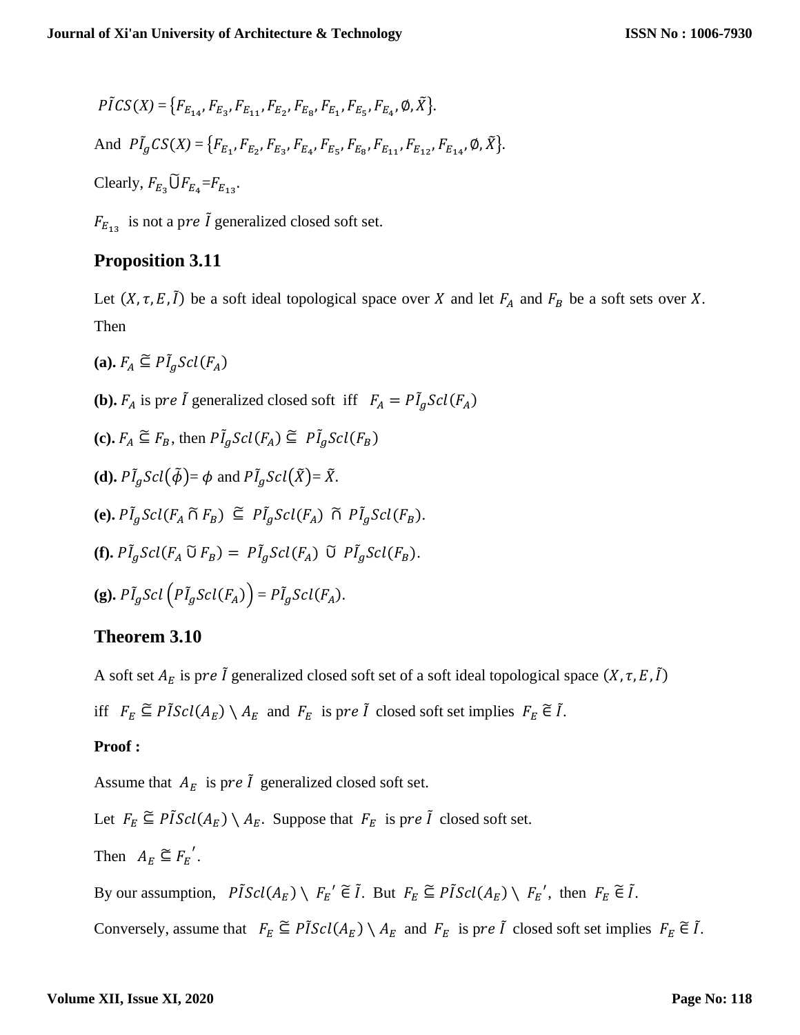$P\tilde{I}CS(X) = \{F_{E_{14}}, F_{E_3}, F_{E_{11}}, F_{E_2}, F_{E_8}, F_{E_1}, F_{E_5}, F_{E_4}, \emptyset, \tilde{X}\}$.

And $P\tilde{I}_g CS(X) = \{F_{E_1}, F_{E_2}, F_{E_3}, F_{E_4}, F_{E_5}, F_{E_8}, F_{E_{11}}, F_{E_{12}}, F_{E_{14}}, \emptyset, \tilde{X}\}$.

Clearly, $F_{E_3} \tilde{\cup} F_{E_4} = F_{E_{13}}$.

$F_{E_{13}}$ is not a p$re\ \tilde{I}$ generalized closed soft set.

## Proposition 3.11

Let $(X, \tau, E, \tilde{I})$ be a soft ideal topological space over $X$ and let $F_A$ and $F_B$ be a soft sets over $X$. Then

**(a).** $F_A \tilde{\subseteq} P\tilde{I}_g Scl(F_A)$

**(b).** $F_A$ is p$re\ \tilde{I}$ generalized closed soft iff $F_A = P\tilde{I}_g Scl(F_A)$

**(c).** $F_A \tilde{\subseteq} F_B$, then $P\tilde{I}_g Scl(F_A) \tilde{\subseteq} P\tilde{I}_g Scl(F_B)$

**(d).** $P\tilde{I}_g Scl(\tilde{\phi}) = \phi$ and $P\tilde{I}_g Scl(\tilde{X}) = \tilde{X}$.

**(e).** $P\tilde{I}_g Scl(F_A \tilde{\cap} F_B) \tilde{\subseteq} P\tilde{I}_g Scl(F_A) \tilde{\cap} P\tilde{I}_g Scl(F_B)$.

**(f).** $P\tilde{I}_g Scl(F_A \tilde{\cup} F_B) = P\tilde{I}_g Scl(F_A) \tilde{\cup} P\tilde{I}_g Scl(F_B)$.

**(g).** $P\tilde{I}_g Scl\left(P\tilde{I}_g Scl(F_A)\right) = P\tilde{I}_g Scl(F_A)$.

## Theorem 3.10

A soft set $A_E$ is p$re\ \tilde{I}$ generalized closed soft set of a soft ideal topological space $(X, \tau, E, \tilde{I})$ iff $F_E \tilde{\subseteq} P\tilde{I}Scl(A_E) \setminus A_E$ and $F_E$ is p$re\ \tilde{I}$ closed soft set implies $F_E \tilde{\in} \tilde{I}$.

**Proof :**

Assume that $A_E$ is p$re\ \tilde{I}$ generalized closed soft set.

Let $F_E \tilde{\subseteq} P\tilde{I}Scl(A_E) \setminus A_E$. Suppose that $F_E$ is p$re\ \tilde{I}$ closed soft set.

Then $A_E \tilde{\subseteq} {F_E}'$.

By our assumption, $P\tilde{I}Scl(A_E) \setminus {F_E}' \tilde{\in} \tilde{I}$. But $F_E \tilde{\subseteq} P\tilde{I}Scl(A_E) \setminus {F_E}'$, then $F_E \tilde{\in} \tilde{I}$.

Conversely, assume that $F_E \tilde{\subseteq} P\tilde{I}Scl(A_E) \setminus A_E$ and $F_E$ is p$re\ \tilde{I}$ closed soft set implies $F_E \tilde{\in} \tilde{I}$.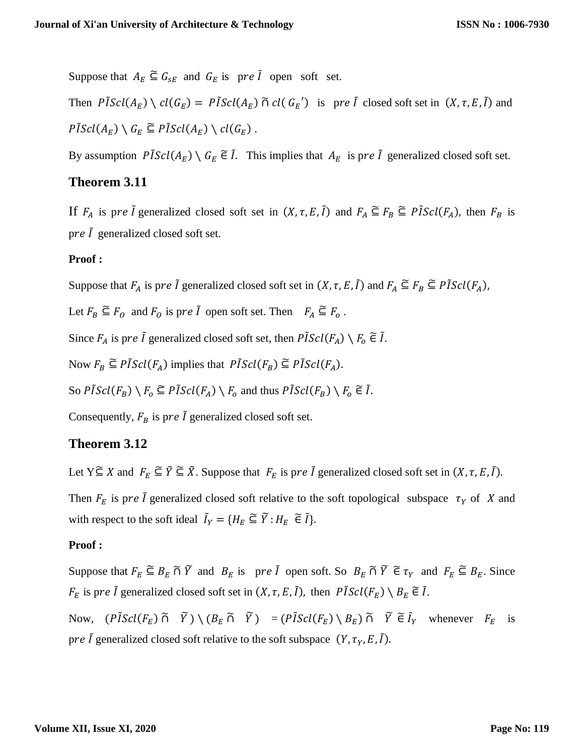Suppose that $A_E \tilde{\subseteq} G_{sE}$ and $G_E$ is $pre\ \tilde{I}$ open soft set.

Then $P\tilde{I}Scl(A_E) \setminus cl(G_E) = P\tilde{I}Scl(A_E) \tilde{\cap} cl(G_E{}')$ is $pre\ \tilde{I}$ closed soft set in $(X, \tau, E, \tilde{I})$ and $P\tilde{I}Scl(A_E) \setminus G_E \tilde{\subseteq} P\tilde{I}Scl(A_E) \setminus cl(G_E)$ .

By assumption $P\tilde{I}Scl(A_E) \setminus G_E \tilde{\in} \tilde{I}$. This implies that $A_E$ is $pre\ \tilde{I}$ generalized closed soft set.

## Theorem 3.11

If $F_A$ is $pre\ \tilde{I}$ generalized closed soft set in $(X, \tau, E, \tilde{I})$ and $F_A \tilde{\subseteq} F_B \tilde{\subseteq} P\tilde{I}Scl(F_A)$, then $F_B$ is $pre\ \tilde{I}$ generalized closed soft set.

**Proof :**

Suppose that $F_A$ is $pre\ \tilde{I}$ generalized closed soft set in $(X, \tau, E, \tilde{I})$ and $F_A \tilde{\subseteq} F_B \tilde{\subseteq} P\tilde{I}Scl(F_A)$,

Let $F_B \tilde{\subseteq} F_O$ and $F_O$ is $pre\ \tilde{I}$ open soft set. Then $F_A \tilde{\subseteq} F_o$ .

Since $F_A$ is $pre\ \tilde{I}$ generalized closed soft set, then $P\tilde{I}Scl(F_A) \setminus F_o \tilde{\in} \tilde{I}$.

Now $F_B \tilde{\subseteq} P\tilde{I}Scl(F_A)$ implies that $P\tilde{I}Scl(F_B) \tilde{\subseteq} P\tilde{I}Scl(F_A)$.

So $P\tilde{I}Scl(F_B) \setminus F_o \tilde{\subseteq} P\tilde{I}Scl(F_A) \setminus F_o$ and thus $P\tilde{I}Scl(F_B) \setminus F_o \tilde{\in} \tilde{I}$.

Consequently, $F_B$ is $pre\ \tilde{I}$ generalized closed soft set.

## Theorem 3.12

Let $Y \tilde{\subseteq} X$ and $F_E \tilde{\subseteq} \tilde{Y} \tilde{\subseteq} \tilde{X}$. Suppose that $F_E$ is $pre\ \tilde{I}$ generalized closed soft set in $(X, \tau, E, \tilde{I})$.

Then $F_E$ is $pre\ \tilde{I}$ generalized closed soft relative to the soft topological subspace $\tau_Y$ of $X$ and with respect to the soft ideal $\tilde{I}_Y = \{H_E \tilde{\subseteq} \tilde{Y} : H_E \tilde{\in} \tilde{I}\}$.

**Proof :**

Suppose that $F_E \tilde{\subseteq} B_E \tilde{\cap} \tilde{Y}$ and $B_E$ is $pre\ \tilde{I}$ open soft. So $B_E \tilde{\cap} \tilde{Y} \tilde{\in} \tau_Y$ and $F_E \tilde{\subseteq} B_E$. Since $F_E$ is $pre\ \tilde{I}$ generalized closed soft set in $(X, \tau, E, \tilde{I})$, then $P\tilde{I}Scl(F_E) \setminus B_E \tilde{\in} \tilde{I}$.

Now, $(P\tilde{I}Scl(F_E) \tilde{\cap} \tilde{Y}) \setminus (B_E \tilde{\cap} \tilde{Y}) = (P\tilde{I}Scl(F_E) \setminus B_E) \tilde{\cap} \tilde{Y} \tilde{\in} \tilde{I}_Y$ whenever $F_E$ is $pre\ \tilde{I}$ generalized closed soft relative to the soft subspace $(Y, \tau_Y, E, \tilde{I})$.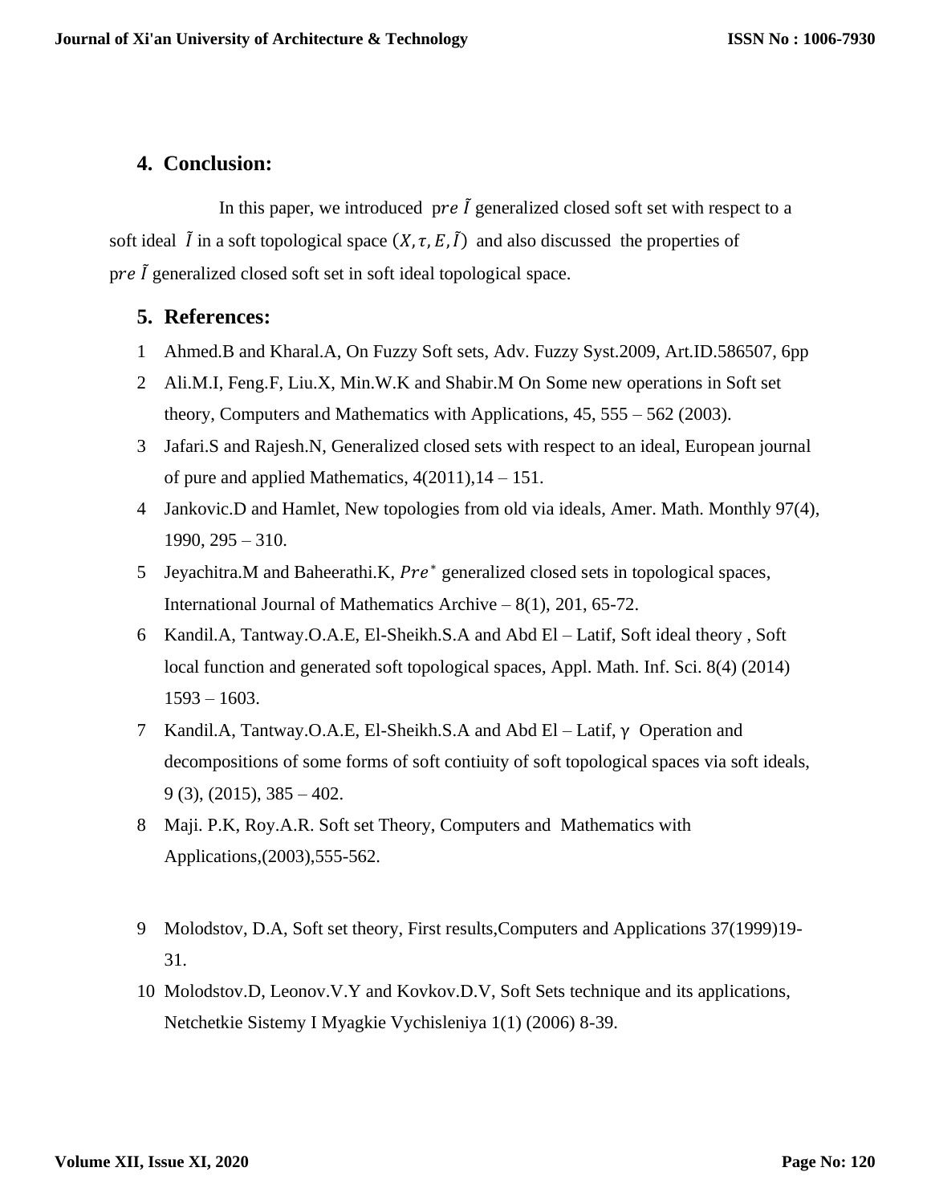## 4. Conclusion:

In this paper, we introduced $pre\ \tilde{I}$ generalized closed soft set with respect to a soft ideal $\tilde{I}$ in a soft topological space $(X, \tau, E, \tilde{I})$ and also discussed the properties of $pre\ \tilde{I}$ generalized closed soft set in soft ideal topological space.

## 5. References:

1. Ahmed.B and Kharal.A, On Fuzzy Soft sets, Adv. Fuzzy Syst.2009, Art.ID.586507, 6pp
2. Ali.M.I, Feng.F, Liu.X, Min.W.K and Shabir.M On Some new operations in Soft set theory, Computers and Mathematics with Applications, 45, 555 – 562 (2003).
3. Jafari.S and Rajesh.N, Generalized closed sets with respect to an ideal, European journal of pure and applied Mathematics, 4(2011),14 – 151.
4. Jankovic.D and Hamlet, New topologies from old via ideals, Amer. Math. Monthly 97(4), 1990, 295 – 310.
5. Jeyachitra.M and Baheerathi.K, $Pre^*$ generalized closed sets in topological spaces, International Journal of Mathematics Archive – 8(1), 201, 65-72.
6. Kandil.A, Tantway.O.A.E, El-Sheikh.S.A and Abd El – Latif, Soft ideal theory , Soft local function and generated soft topological spaces, Appl. Math. Inf. Sci. 8(4) (2014) 1593 – 1603.
7. Kandil.A, Tantway.O.A.E, El-Sheikh.S.A and Abd El – Latif, $\gamma$ Operation and decompositions of some forms of soft contiuity of soft topological spaces via soft ideals, 9 (3), (2015), 385 – 402.
8. Maji. P.K, Roy.A.R. Soft set Theory, Computers and Mathematics with Applications,(2003),555-562.
9. Molodstov, D.A, Soft set theory, First results,Computers and Applications 37(1999)19-31.
10. Molodstov.D, Leonov.V.Y and Kovkov.D.V, Soft Sets technique and its applications, Netchetkie Sistemy I Myagkie Vychisleniya 1(1) (2006) 8-39.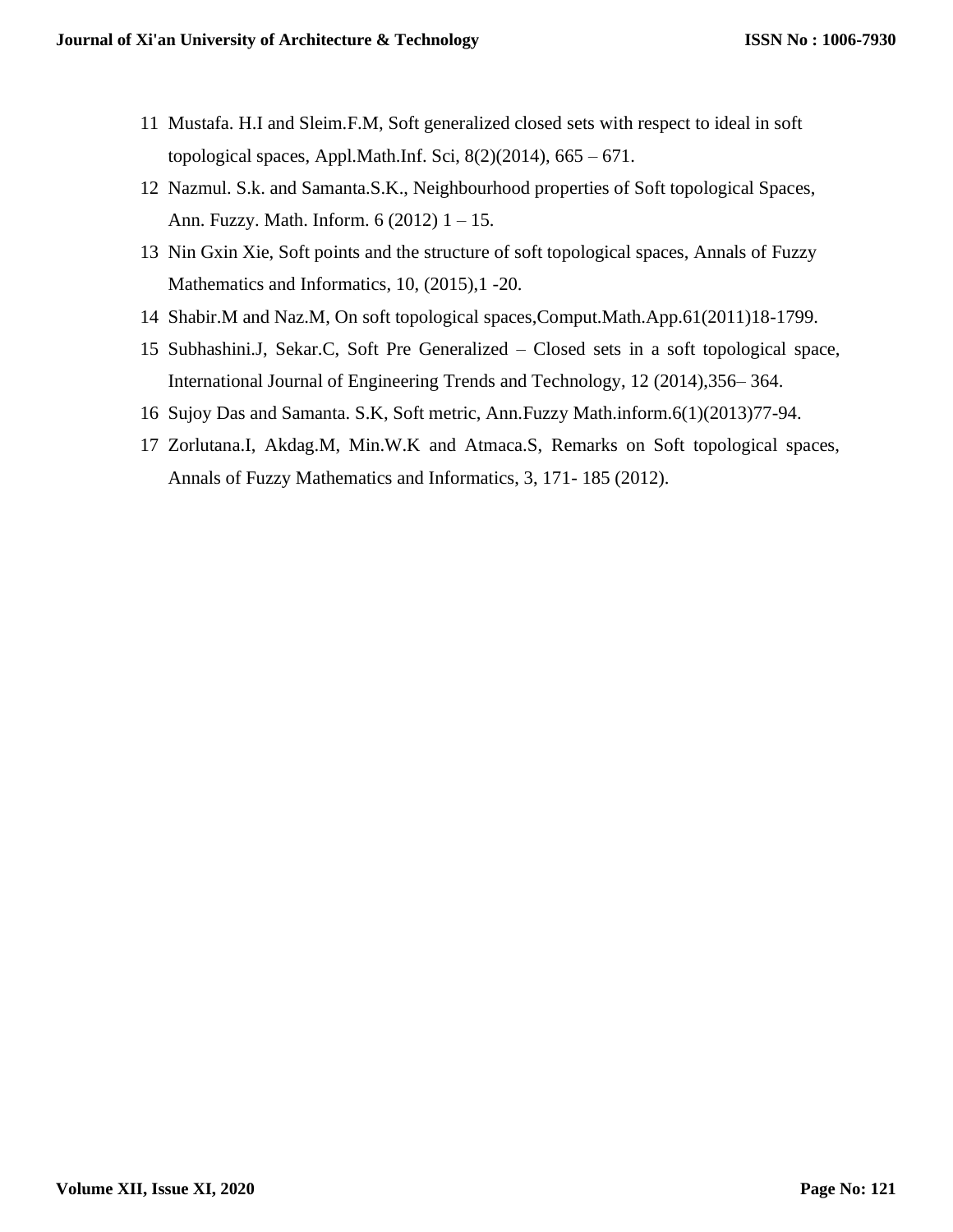11 Mustafa. H.I and Sleim.F.M, Soft generalized closed sets with respect to ideal in soft topological spaces, Appl.Math.Inf. Sci, 8(2)(2014), 665 – 671.

12 Nazmul. S.k. and Samanta.S.K., Neighbourhood properties of Soft topological Spaces, Ann. Fuzzy. Math. Inform. 6 (2012) 1 – 15.

13 Nin Gxin Xie, Soft points and the structure of soft topological spaces, Annals of Fuzzy Mathematics and Informatics, 10, (2015),1 -20.

14 Shabir.M and Naz.M, On soft topological spaces,Comput.Math.App.61(2011)18-1799.

15 Subhashini.J, Sekar.C, Soft Pre Generalized – Closed sets in a soft topological space, International Journal of Engineering Trends and Technology, 12 (2014),356– 364.

16 Sujoy Das and Samanta. S.K, Soft metric, Ann.Fuzzy Math.inform.6(1)(2013)77-94.

17 Zorlutana.I, Akdag.M, Min.W.K and Atmaca.S, Remarks on Soft topological spaces, Annals of Fuzzy Mathematics and Informatics, 3, 171- 185 (2012).